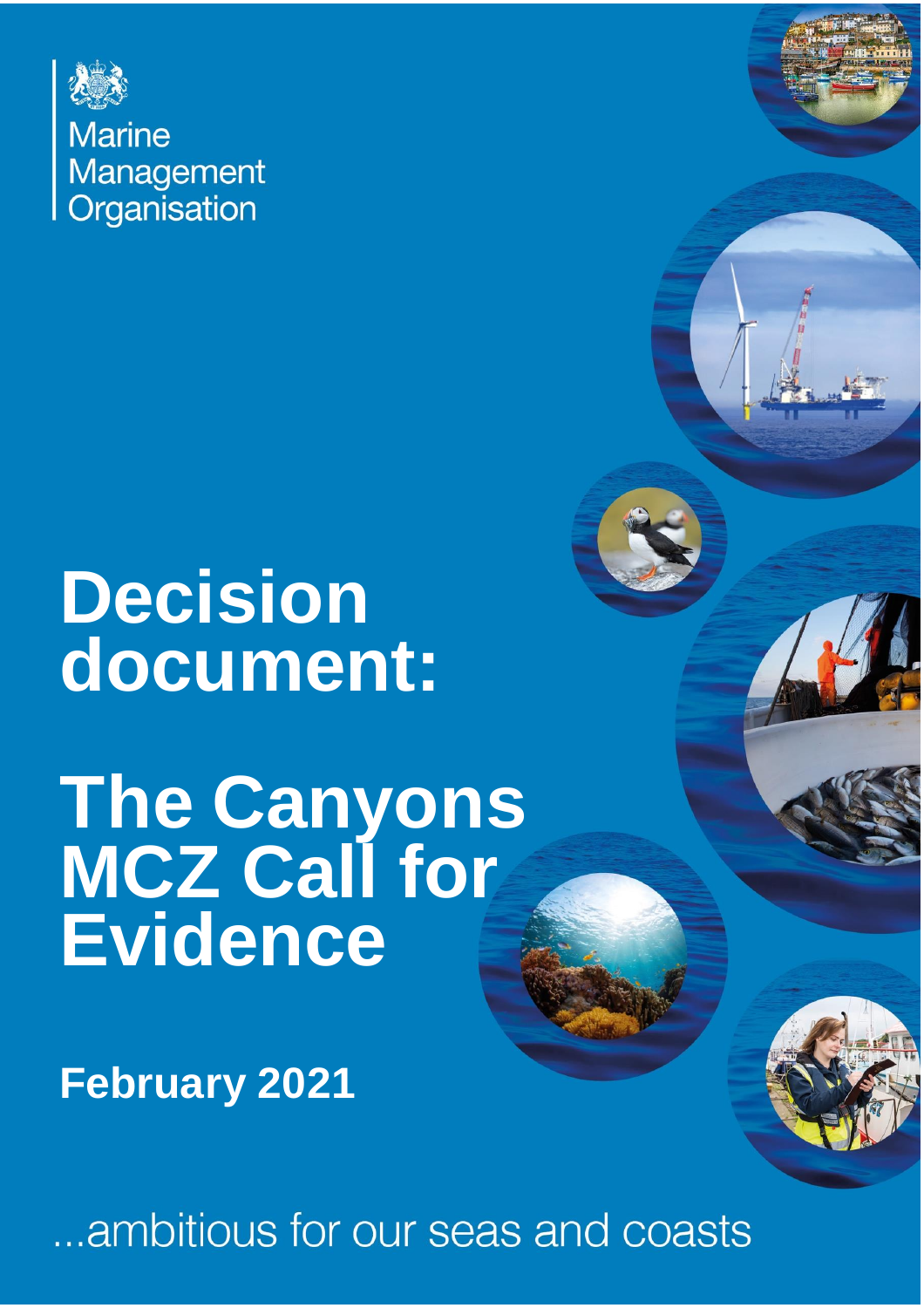Marine Management Organisation

# Decision document:

# The Canyons MCZ Call for Evidence

**February 2021**

...ambitious for our seas and coasts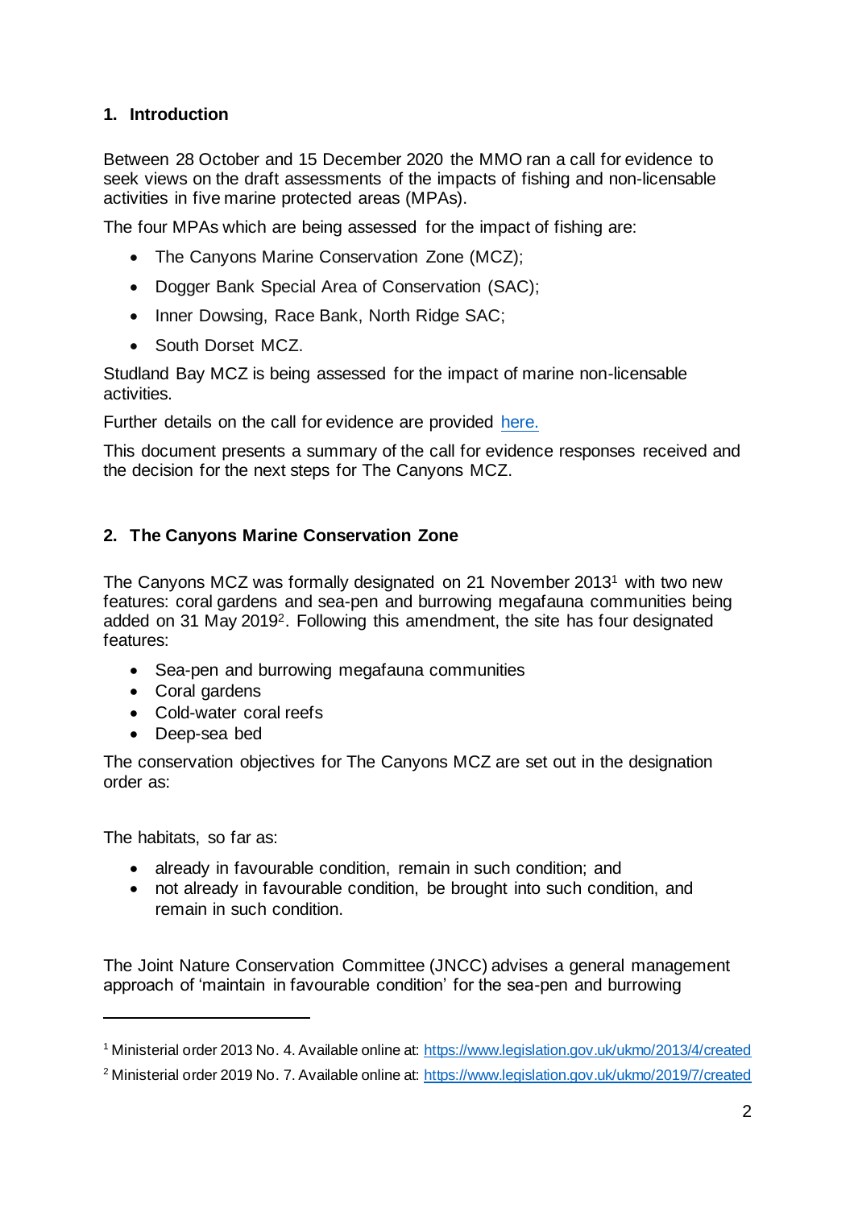## 1. Introduction

Between 28 October and 15 December 2020 the MMO ran a call for evidence to seek views on the draft assessments of the impacts of fishing and non-licensable activities in five marine protected areas (MPAs).

The four MPAs which are being assessed for the impact of fishing are:

- The Canyons Marine Conservation Zone (MCZ);
- Dogger Bank Special Area of Conservation (SAC);
- Inner Dowsing, Race Bank, North Ridge SAC;
- South Dorset MCZ.

Studland Bay MCZ is being assessed for the impact of marine non-licensable activities.

Further details on the call for evidence are provided [here.]

This document presents a summary of the call for evidence responses received and the decision for the next steps for The Canyons MCZ.

## 2. The Canyons Marine Conservation Zone

The Canyons MCZ was formally designated on 21 November 2013[1] with two new features: coral gardens and sea-pen and burrowing megafauna communities being added on 31 May 2019[2]. Following this amendment, the site has four designated features:

- Sea-pen and burrowing megafauna communities
- Coral gardens
- Cold-water coral reefs
- Deep-sea bed

The conservation objectives for The Canyons MCZ are set out in the designation order as:

The habitats, so far as:

- already in favourable condition, remain in such condition; and
- not already in favourable condition, be brought into such condition, and remain in such condition.

The Joint Nature Conservation Committee (JNCC) advises a general management approach of 'maintain in favourable condition' for the sea-pen and burrowing

---

[1] Ministerial order 2013 No. 4. Available online at: https://www.legislation.gov.uk/ukmo/2013/4/created

[2] Ministerial order 2019 No. 7. Available online at: https://www.legislation.gov.uk/ukmo/2019/7/created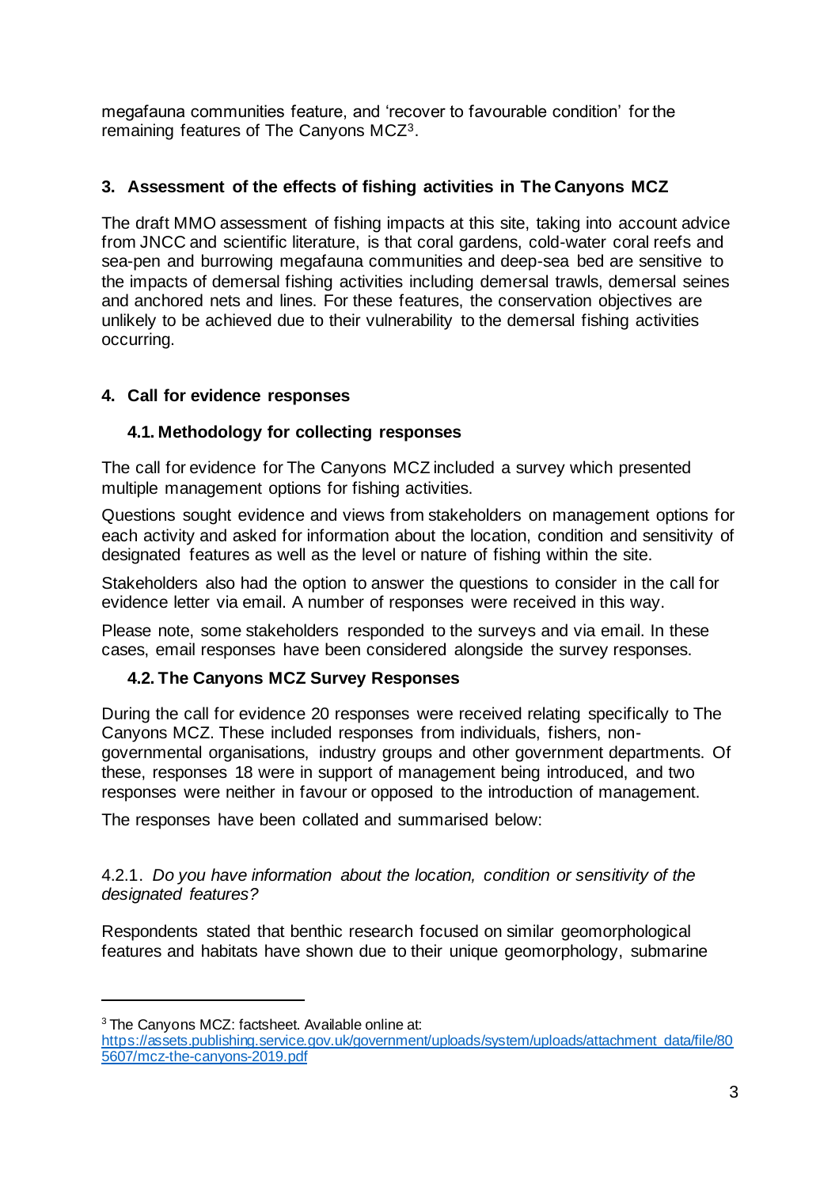megafauna communities feature, and 'recover to favourable condition' for the remaining features of The Canyons MCZ[3].

## 3. Assessment of the effects of fishing activities in The Canyons MCZ

The draft MMO assessment of fishing impacts at this site, taking into account advice from JNCC and scientific literature, is that coral gardens, cold-water coral reefs and sea-pen and burrowing megafauna communities and deep-sea bed are sensitive to the impacts of demersal fishing activities including demersal trawls, demersal seines and anchored nets and lines. For these features, the conservation objectives are unlikely to be achieved due to their vulnerability to the demersal fishing activities occurring.

## 4. Call for evidence responses

### 4.1. Methodology for collecting responses

The call for evidence for The Canyons MCZ included a survey which presented multiple management options for fishing activities.

Questions sought evidence and views from stakeholders on management options for each activity and asked for information about the location, condition and sensitivity of designated features as well as the level or nature of fishing within the site.

Stakeholders also had the option to answer the questions to consider in the call for evidence letter via email. A number of responses were received in this way.

Please note, some stakeholders responded to the surveys and via email. In these cases, email responses have been considered alongside the survey responses.

### 4.2. The Canyons MCZ Survey Responses

During the call for evidence 20 responses were received relating specifically to The Canyons MCZ. These included responses from individuals, fishers, non-governmental organisations, industry groups and other government departments. Of these, responses 18 were in support of management being introduced, and two responses were neither in favour or opposed to the introduction of management.

The responses have been collated and summarised below:

4.2.1. *Do you have information about the location, condition or sensitivity of the designated features?*

Respondents stated that benthic research focused on similar geomorphological features and habitats have shown due to their unique geomorphology, submarine

---

[3] The Canyons MCZ: factsheet. Available online at: https://assets.publishing.service.gov.uk/government/uploads/system/uploads/attachment_data/file/805607/mcz-the-canyons-2019.pdf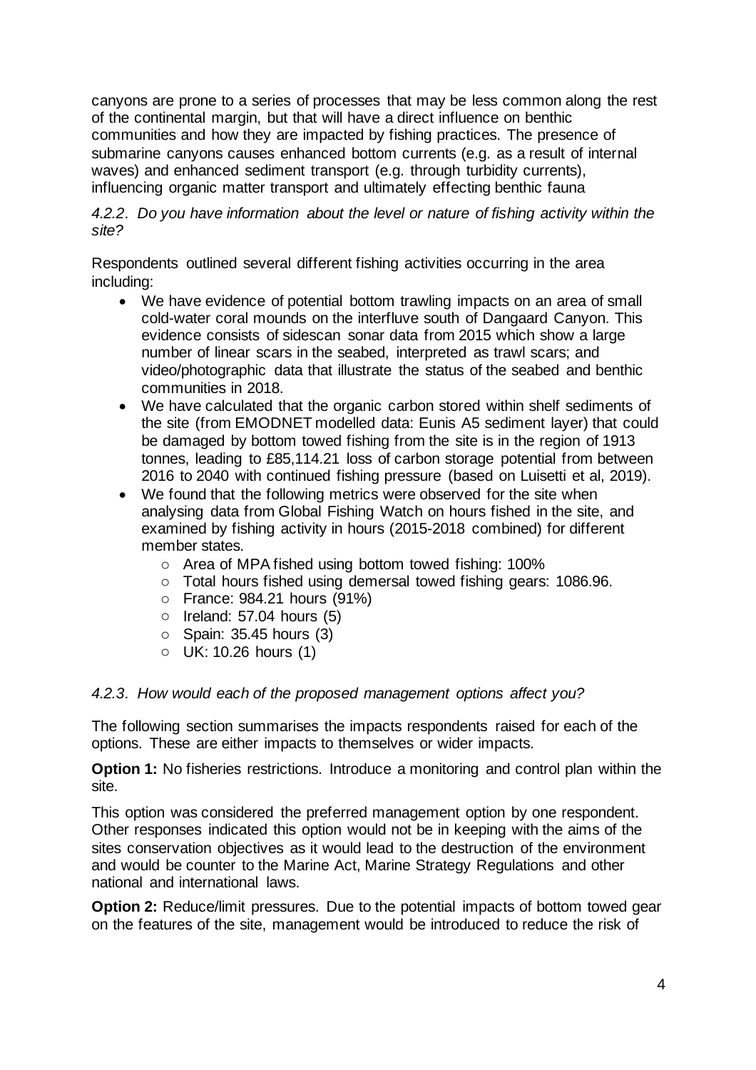canyons are prone to a series of processes that may be less common along the rest of the continental margin, but that will have a direct influence on benthic communities and how they are impacted by fishing practices. The presence of submarine canyons causes enhanced bottom currents (e.g. as a result of internal waves) and enhanced sediment transport (e.g. through turbidity currents), influencing organic matter transport and ultimately effecting benthic fauna

*4.2.2. Do you have information about the level or nature of fishing activity within the site?*

Respondents outlined several different fishing activities occurring in the area including:

- We have evidence of potential bottom trawling impacts on an area of small cold-water coral mounds on the interfluve south of Dangaard Canyon. This evidence consists of sidescan sonar data from 2015 which show a large number of linear scars in the seabed, interpreted as trawl scars; and video/photographic data that illustrate the status of the seabed and benthic communities in 2018.
- We have calculated that the organic carbon stored within shelf sediments of the site (from EMODNET modelled data: Eunis A5 sediment layer) that could be damaged by bottom towed fishing from the site is in the region of 1913 tonnes, leading to £85,114.21 loss of carbon storage potential from between 2016 to 2040 with continued fishing pressure (based on Luisetti et al, 2019).
- We found that the following metrics were observed for the site when analysing data from Global Fishing Watch on hours fished in the site, and examined by fishing activity in hours (2015-2018 combined) for different member states.
    - Area of MPA fished using bottom towed fishing: 100%
    - Total hours fished using demersal towed fishing gears: 1086.96.
    - France: 984.21 hours (91%)
    - Ireland: 57.04 hours (5)
    - Spain: 35.45 hours (3)
    - UK: 10.26 hours (1)

*4.2.3. How would each of the proposed management options affect you?*

The following section summarises the impacts respondents raised for each of the options. These are either impacts to themselves or wider impacts.

**Option 1:** No fisheries restrictions. Introduce a monitoring and control plan within the site.

This option was considered the preferred management option by one respondent. Other responses indicated this option would not be in keeping with the aims of the sites conservation objectives as it would lead to the destruction of the environment and would be counter to the Marine Act, Marine Strategy Regulations and other national and international laws.

**Option 2:** Reduce/limit pressures. Due to the potential impacts of bottom towed gear on the features of the site, management would be introduced to reduce the risk of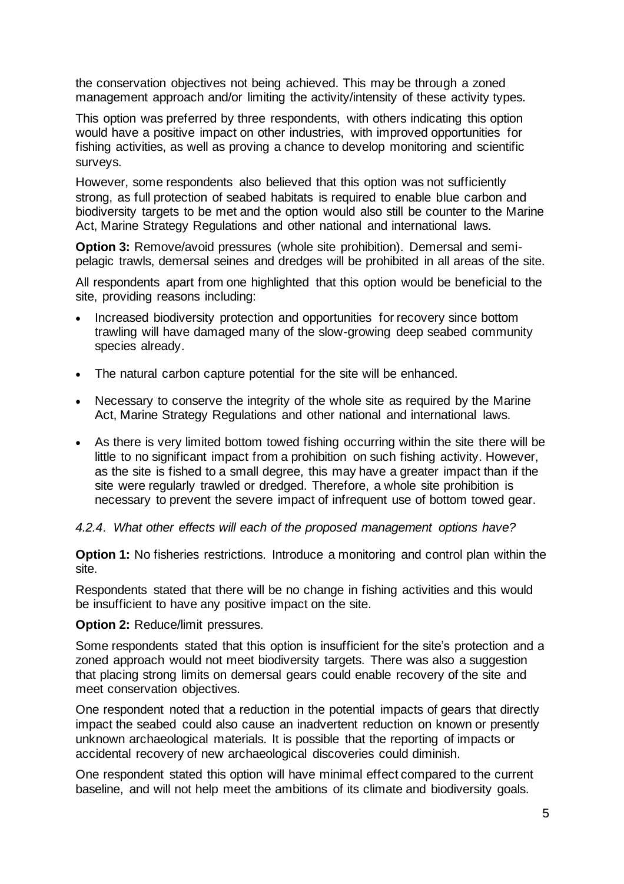the conservation objectives not being achieved. This may be through a zoned management approach and/or limiting the activity/intensity of these activity types.

This option was preferred by three respondents, with others indicating this option would have a positive impact on other industries, with improved opportunities for fishing activities, as well as proving a chance to develop monitoring and scientific surveys.

However, some respondents also believed that this option was not sufficiently strong, as full protection of seabed habitats is required to enable blue carbon and biodiversity targets to be met and the option would also still be counter to the Marine Act, Marine Strategy Regulations and other national and international laws.

**Option 3:** Remove/avoid pressures (whole site prohibition). Demersal and semi-pelagic trawls, demersal seines and dredges will be prohibited in all areas of the site.

All respondents apart from one highlighted that this option would be beneficial to the site, providing reasons including:

- Increased biodiversity protection and opportunities for recovery since bottom trawling will have damaged many of the slow-growing deep seabed community species already.
- The natural carbon capture potential for the site will be enhanced.
- Necessary to conserve the integrity of the whole site as required by the Marine Act, Marine Strategy Regulations and other national and international laws.
- As there is very limited bottom towed fishing occurring within the site there will be little to no significant impact from a prohibition on such fishing activity. However, as the site is fished to a small degree, this may have a greater impact than if the site were regularly trawled or dredged. Therefore, a whole site prohibition is necessary to prevent the severe impact of infrequent use of bottom towed gear.

*4.2.4. What other effects will each of the proposed management options have?*

**Option 1:** No fisheries restrictions. Introduce a monitoring and control plan within the site.

Respondents stated that there will be no change in fishing activities and this would be insufficient to have any positive impact on the site.

**Option 2:** Reduce/limit pressures.

Some respondents stated that this option is insufficient for the site's protection and a zoned approach would not meet biodiversity targets. There was also a suggestion that placing strong limits on demersal gears could enable recovery of the site and meet conservation objectives.

One respondent noted that a reduction in the potential impacts of gears that directly impact the seabed could also cause an inadvertent reduction on known or presently unknown archaeological materials. It is possible that the reporting of impacts or accidental recovery of new archaeological discoveries could diminish.

One respondent stated this option will have minimal effect compared to the current baseline, and will not help meet the ambitions of its climate and biodiversity goals.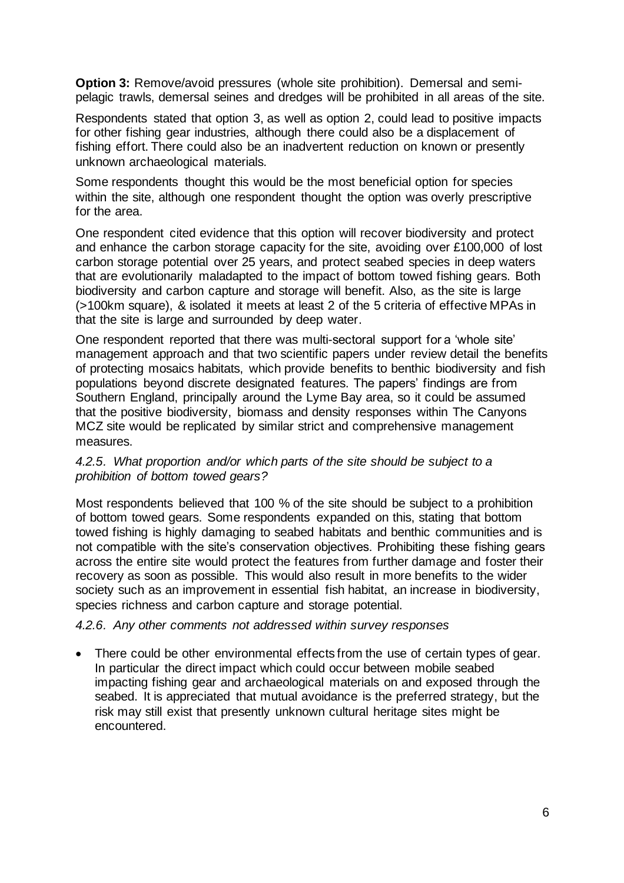**Option 3:** Remove/avoid pressures (whole site prohibition). Demersal and semi-pelagic trawls, demersal seines and dredges will be prohibited in all areas of the site.

Respondents stated that option 3, as well as option 2, could lead to positive impacts for other fishing gear industries, although there could also be a displacement of fishing effort. There could also be an inadvertent reduction on known or presently unknown archaeological materials.

Some respondents thought this would be the most beneficial option for species within the site, although one respondent thought the option was overly prescriptive for the area.

One respondent cited evidence that this option will recover biodiversity and protect and enhance the carbon storage capacity for the site, avoiding over £100,000 of lost carbon storage potential over 25 years, and protect seabed species in deep waters that are evolutionarily maladapted to the impact of bottom towed fishing gears. Both biodiversity and carbon capture and storage will benefit. Also, as the site is large (>100km square), & isolated it meets at least 2 of the 5 criteria of effective MPAs in that the site is large and surrounded by deep water.

One respondent reported that there was multi-sectoral support for a 'whole site' management approach and that two scientific papers under review detail the benefits of protecting mosaics habitats, which provide benefits to benthic biodiversity and fish populations beyond discrete designated features. The papers' findings are from Southern England, principally around the Lyme Bay area, so it could be assumed that the positive biodiversity, biomass and density responses within The Canyons MCZ site would be replicated by similar strict and comprehensive management measures.

*4.2.5. What proportion and/or which parts of the site should be subject to a prohibition of bottom towed gears?*

Most respondents believed that 100 % of the site should be subject to a prohibition of bottom towed gears. Some respondents expanded on this, stating that bottom towed fishing is highly damaging to seabed habitats and benthic communities and is not compatible with the site's conservation objectives. Prohibiting these fishing gears across the entire site would protect the features from further damage and foster their recovery as soon as possible. This would also result in more benefits to the wider society such as an improvement in essential fish habitat, an increase in biodiversity, species richness and carbon capture and storage potential.

*4.2.6. Any other comments not addressed within survey responses*

- There could be other environmental effects from the use of certain types of gear. In particular the direct impact which could occur between mobile seabed impacting fishing gear and archaeological materials on and exposed through the seabed. It is appreciated that mutual avoidance is the preferred strategy, but the risk may still exist that presently unknown cultural heritage sites might be encountered.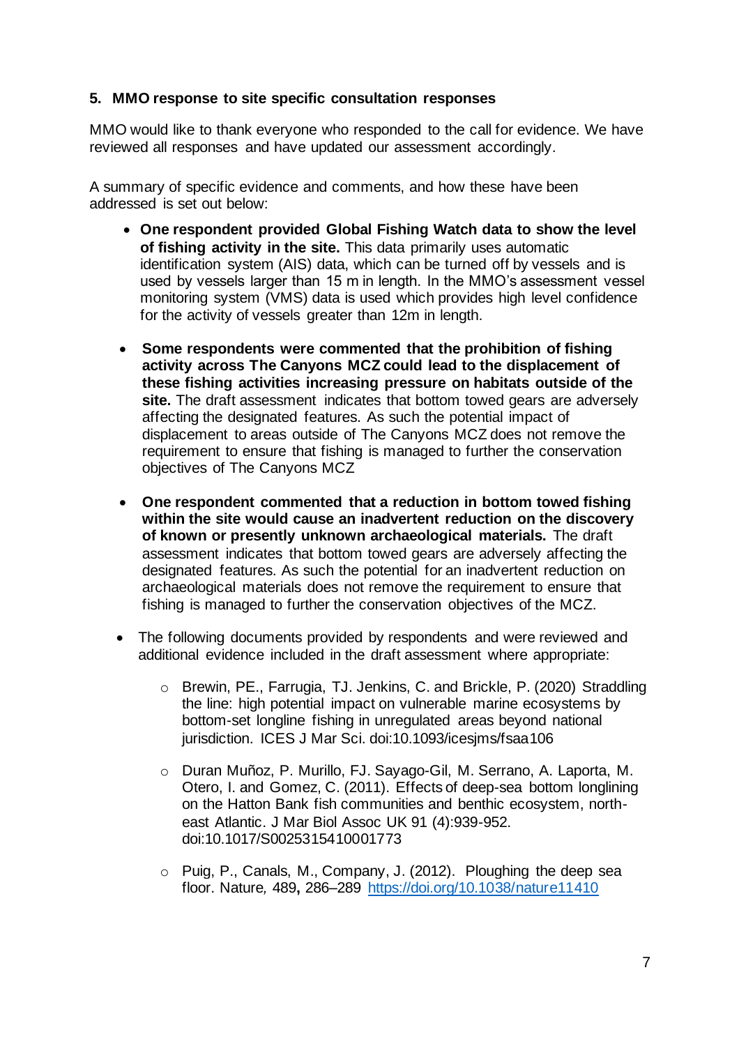## 5. MMO response to site specific consultation responses

MMO would like to thank everyone who responded to the call for evidence. We have reviewed all responses and have updated our assessment accordingly.

A summary of specific evidence and comments, and how these have been addressed is set out below:

- **One respondent provided Global Fishing Watch data to show the level of fishing activity in the site.** This data primarily uses automatic identification system (AIS) data, which can be turned off by vessels and is used by vessels larger than 15 m in length. In the MMO's assessment vessel monitoring system (VMS) data is used which provides high level confidence for the activity of vessels greater than 12m in length.

- **Some respondents were commented that the prohibition of fishing activity across The Canyons MCZ could lead to the displacement of these fishing activities increasing pressure on habitats outside of the site.** The draft assessment indicates that bottom towed gears are adversely affecting the designated features. As such the potential impact of displacement to areas outside of The Canyons MCZ does not remove the requirement to ensure that fishing is managed to further the conservation objectives of The Canyons MCZ

- **One respondent commented that a reduction in bottom towed fishing within the site would cause an inadvertent reduction on the discovery of known or presently unknown archaeological materials.** The draft assessment indicates that bottom towed gears are adversely affecting the designated features. As such the potential for an inadvertent reduction on archaeological materials does not remove the requirement to ensure that fishing is managed to further the conservation objectives of the MCZ.

- The following documents provided by respondents and were reviewed and additional evidence included in the draft assessment where appropriate:

    - Brewin, PE., Farrugia, TJ. Jenkins, C. and Brickle, P. (2020) Straddling the line: high potential impact on vulnerable marine ecosystems by bottom-set longline fishing in unregulated areas beyond national jurisdiction. ICES J Mar Sci. doi:10.1093/icesjms/fsaa106

    - Duran Muñoz, P. Murillo, FJ. Sayago-Gil, M. Serrano, A. Laporta, M. Otero, I. and Gomez, C. (2011). Effects of deep-sea bottom longlining on the Hatton Bank fish communities and benthic ecosystem, north-east Atlantic. J Mar Biol Assoc UK 91 (4):939-952. doi:10.1017/S0025315410001773

    - Puig, P., Canals, M., Company, J. (2012). Ploughing the deep sea floor. Nature*,* 489**,** 286–289 https://doi.org/10.1038/nature11410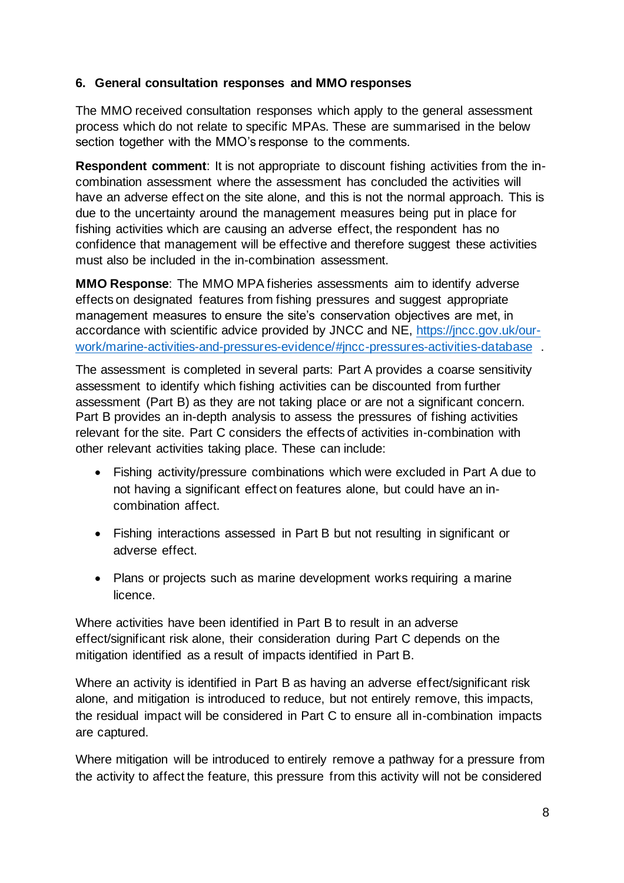## 6. General consultation responses and MMO responses

The MMO received consultation responses which apply to the general assessment process which do not relate to specific MPAs. These are summarised in the below section together with the MMO's response to the comments.

**Respondent comment**: It is not appropriate to discount fishing activities from the in-combination assessment where the assessment has concluded the activities will have an adverse effect on the site alone, and this is not the normal approach. This is due to the uncertainty around the management measures being put in place for fishing activities which are causing an adverse effect, the respondent has no confidence that management will be effective and therefore suggest these activities must also be included in the in-combination assessment.

**MMO Response**: The MMO MPA fisheries assessments aim to identify adverse effects on designated features from fishing pressures and suggest appropriate management measures to ensure the site's conservation objectives are met, in accordance with scientific advice provided by JNCC and NE, [https://jncc.gov.uk/our-work/marine-activities-and-pressures-evidence/#jncc-pressures-activities-database](https://jncc.gov.uk/our-work/marine-activities-and-pressures-evidence/#jncc-pressures-activities-database) .

The assessment is completed in several parts: Part A provides a coarse sensitivity assessment to identify which fishing activities can be discounted from further assessment (Part B) as they are not taking place or are not a significant concern. Part B provides an in-depth analysis to assess the pressures of fishing activities relevant for the site. Part C considers the effects of activities in-combination with other relevant activities taking place. These can include:

- Fishing activity/pressure combinations which were excluded in Part A due to not having a significant effect on features alone, but could have an in-combination affect.
- Fishing interactions assessed in Part B but not resulting in significant or adverse effect.
- Plans or projects such as marine development works requiring a marine licence.

Where activities have been identified in Part B to result in an adverse effect/significant risk alone, their consideration during Part C depends on the mitigation identified as a result of impacts identified in Part B.

Where an activity is identified in Part B as having an adverse effect/significant risk alone, and mitigation is introduced to reduce, but not entirely remove, this impacts, the residual impact will be considered in Part C to ensure all in-combination impacts are captured.

Where mitigation will be introduced to entirely remove a pathway for a pressure from the activity to affect the feature, this pressure from this activity will not be considered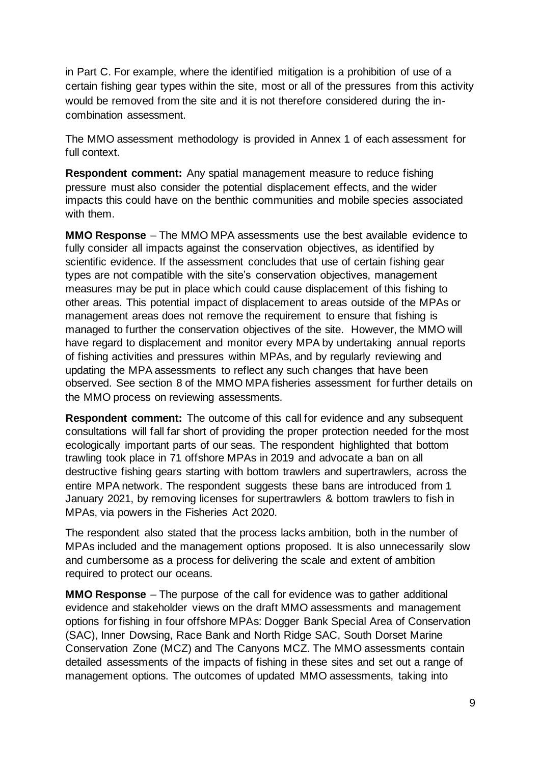in Part C. For example, where the identified mitigation is a prohibition of use of a certain fishing gear types within the site, most or all of the pressures from this activity would be removed from the site and it is not therefore considered during the in-combination assessment.

The MMO assessment methodology is provided in Annex 1 of each assessment for full context.

**Respondent comment:** Any spatial management measure to reduce fishing pressure must also consider the potential displacement effects, and the wider impacts this could have on the benthic communities and mobile species associated with them.

**MMO Response** – The MMO MPA assessments use the best available evidence to fully consider all impacts against the conservation objectives, as identified by scientific evidence. If the assessment concludes that use of certain fishing gear types are not compatible with the site's conservation objectives, management measures may be put in place which could cause displacement of this fishing to other areas. This potential impact of displacement to areas outside of the MPAs or management areas does not remove the requirement to ensure that fishing is managed to further the conservation objectives of the site. However, the MMO will have regard to displacement and monitor every MPA by undertaking annual reports of fishing activities and pressures within MPAs, and by regularly reviewing and updating the MPA assessments to reflect any such changes that have been observed. See section 8 of the MMO MPA fisheries assessment for further details on the MMO process on reviewing assessments.

**Respondent comment:** The outcome of this call for evidence and any subsequent consultations will fall far short of providing the proper protection needed for the most ecologically important parts of our seas. The respondent highlighted that bottom trawling took place in 71 offshore MPAs in 2019 and advocate a ban on all destructive fishing gears starting with bottom trawlers and supertrawlers, across the entire MPA network. The respondent suggests these bans are introduced from 1 January 2021, by removing licenses for supertrawlers & bottom trawlers to fish in MPAs, via powers in the Fisheries Act 2020.

The respondent also stated that the process lacks ambition, both in the number of MPAs included and the management options proposed. It is also unnecessarily slow and cumbersome as a process for delivering the scale and extent of ambition required to protect our oceans.

**MMO Response** – The purpose of the call for evidence was to gather additional evidence and stakeholder views on the draft MMO assessments and management options for fishing in four offshore MPAs: Dogger Bank Special Area of Conservation (SAC), Inner Dowsing, Race Bank and North Ridge SAC, South Dorset Marine Conservation Zone (MCZ) and The Canyons MCZ. The MMO assessments contain detailed assessments of the impacts of fishing in these sites and set out a range of management options. The outcomes of updated MMO assessments, taking into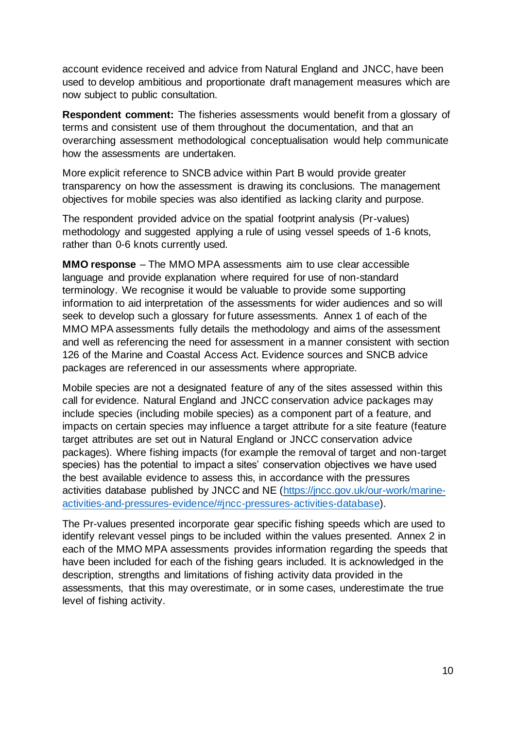account evidence received and advice from Natural England and JNCC, have been used to develop ambitious and proportionate draft management measures which are now subject to public consultation.

**Respondent comment:** The fisheries assessments would benefit from a glossary of terms and consistent use of them throughout the documentation, and that an overarching assessment methodological conceptualisation would help communicate how the assessments are undertaken.

More explicit reference to SNCB advice within Part B would provide greater transparency on how the assessment is drawing its conclusions. The management objectives for mobile species was also identified as lacking clarity and purpose.

The respondent provided advice on the spatial footprint analysis (Pr-values) methodology and suggested applying a rule of using vessel speeds of 1-6 knots, rather than 0-6 knots currently used.

**MMO response** – The MMO MPA assessments aim to use clear accessible language and provide explanation where required for use of non-standard terminology. We recognise it would be valuable to provide some supporting information to aid interpretation of the assessments for wider audiences and so will seek to develop such a glossary for future assessments. Annex 1 of each of the MMO MPA assessments fully details the methodology and aims of the assessment and well as referencing the need for assessment in a manner consistent with section 126 of the Marine and Coastal Access Act. Evidence sources and SNCB advice packages are referenced in our assessments where appropriate.

Mobile species are not a designated feature of any of the sites assessed within this call for evidence. Natural England and JNCC conservation advice packages may include species (including mobile species) as a component part of a feature, and impacts on certain species may influence a target attribute for a site feature (feature target attributes are set out in Natural England or JNCC conservation advice packages). Where fishing impacts (for example the removal of target and non-target species) has the potential to impact a sites' conservation objectives we have used the best available evidence to assess this, in accordance with the pressures activities database published by JNCC and NE ([https://jncc.gov.uk/our-work/marine-activities-and-pressures-evidence/#jncc-pressures-activities-database](https://jncc.gov.uk/our-work/marine-activities-and-pressures-evidence/#jncc-pressures-activities-database)).

The Pr-values presented incorporate gear specific fishing speeds which are used to identify relevant vessel pings to be included within the values presented. Annex 2 in each of the MMO MPA assessments provides information regarding the speeds that have been included for each of the fishing gears included. It is acknowledged in the description, strengths and limitations of fishing activity data provided in the assessments, that this may overestimate, or in some cases, underestimate the true level of fishing activity.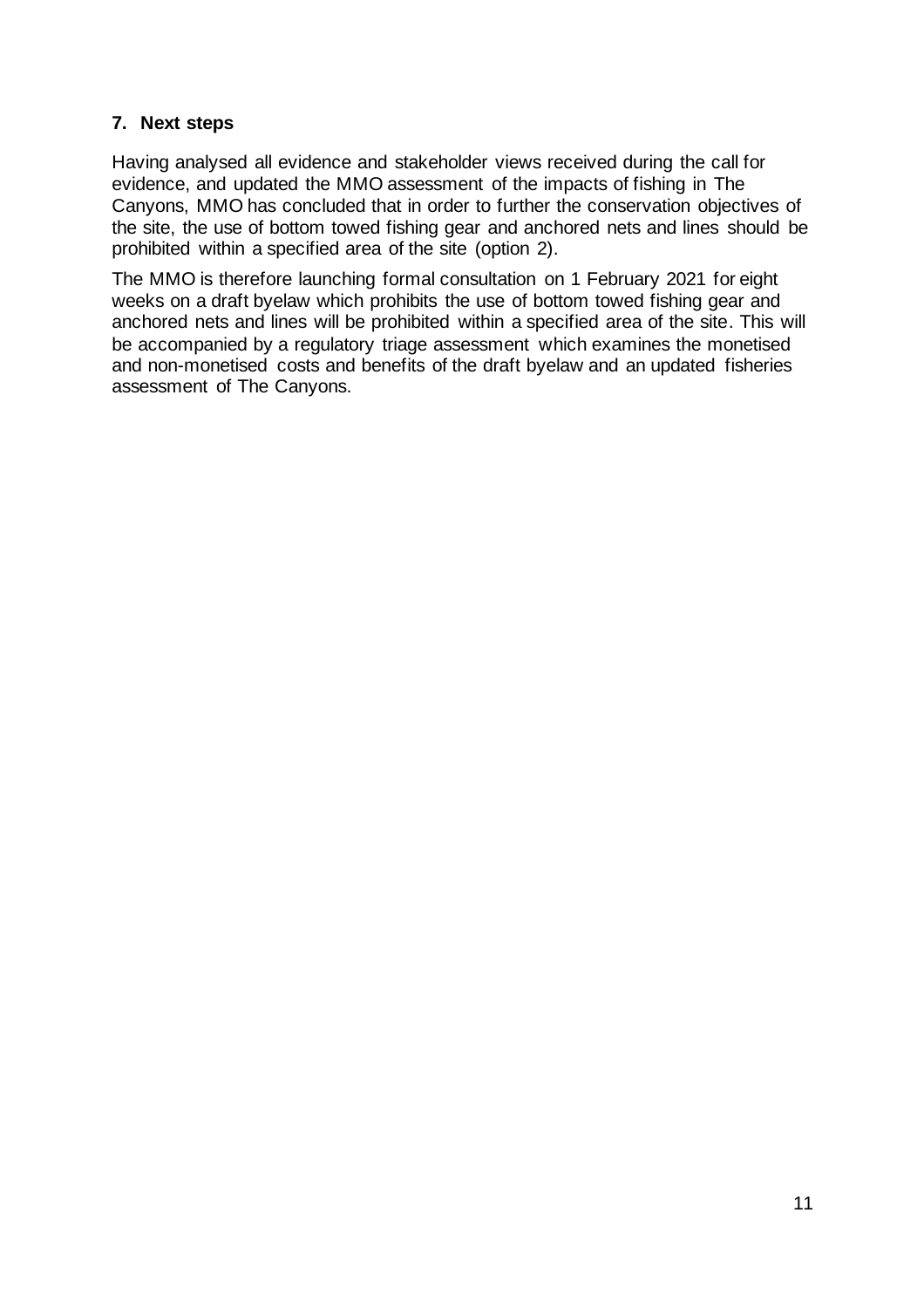## 7. Next steps

Having analysed all evidence and stakeholder views received during the call for evidence, and updated the MMO assessment of the impacts of fishing in The Canyons, MMO has concluded that in order to further the conservation objectives of the site, the use of bottom towed fishing gear and anchored nets and lines should be prohibited within a specified area of the site (option 2).

The MMO is therefore launching formal consultation on 1 February 2021 for eight weeks on a draft byelaw which prohibits the use of bottom towed fishing gear and anchored nets and lines will be prohibited within a specified area of the site. This will be accompanied by a regulatory triage assessment which examines the monetised and non-monetised costs and benefits of the draft byelaw and an updated fisheries assessment of The Canyons.